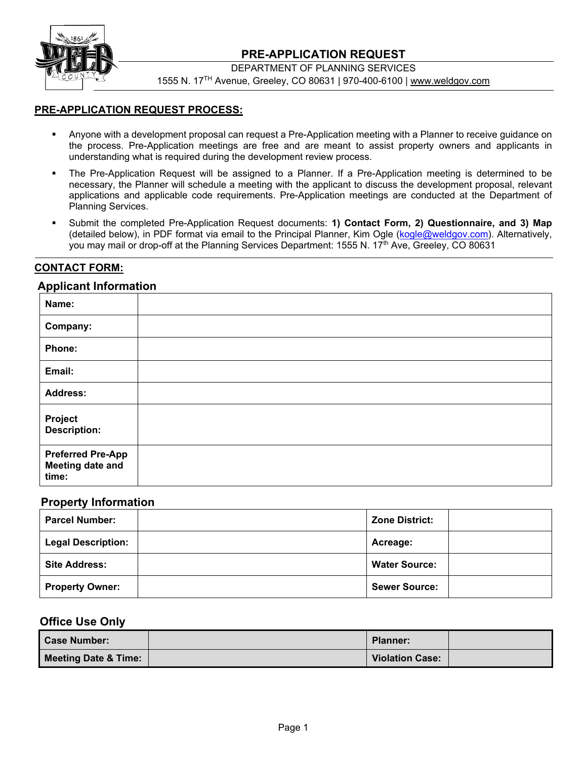# PRE-APPLICATION REQUEST

DEPARTMENT OF PLANNING SERVICES

1555 N. 17TH Avenue, Greeley, CO 80631 | 970-400-6100 | www.weldgov.com

## PRE-APPLICATION REQUEST PROCESS:

- Anyone with a development proposal can request a Pre-Application meeting with a Planner to receive guidance on the process. Pre-Application meetings are free and are meant to assist property owners and applicants in understanding what is required during the development review process.
- The Pre-Application Request will be assigned to a Planner. If a Pre-Application meeting is determined to be necessary, the Planner will schedule a meeting with the applicant to discuss the development proposal, relevant applications and applicable code requirements. Pre-Application meetings are conducted at the Department of Planning Services.
- Submit the completed Pre-Application Request documents: **1) Contact Form, 2) Questionnaire, and 3) Map** (detailed below), in PDF format via email to the Principal Planner, Kim Ogle (kogle@weldgov.com). Alternatively, you may mail or drop-off at the Planning Services Department: 1555 N. 17th Ave, Greeley, CO 80631

## CONTACT FORM:

### Applicant Information

| | |
|---|---|
| **Name:** | |
| **Company:** | |
| **Phone:** | |
| **Email:** | |
| **Address:** | |
| **Project Description:** | |
| **Preferred Pre-App Meeting date and time:** | |

### Property Information

| | | | |
|---|---|---|---|
| **Parcel Number:** | | **Zone District:** | |
| **Legal Description:** | | **Acreage:** | |
| **Site Address:** | | **Water Source:** | |
| **Property Owner:** | | **Sewer Source:** | |

### Office Use Only

| | | | |
|---|---|---|---|
| **Case Number:** | | **Planner:** | |
| **Meeting Date & Time:** | | **Violation Case:** | |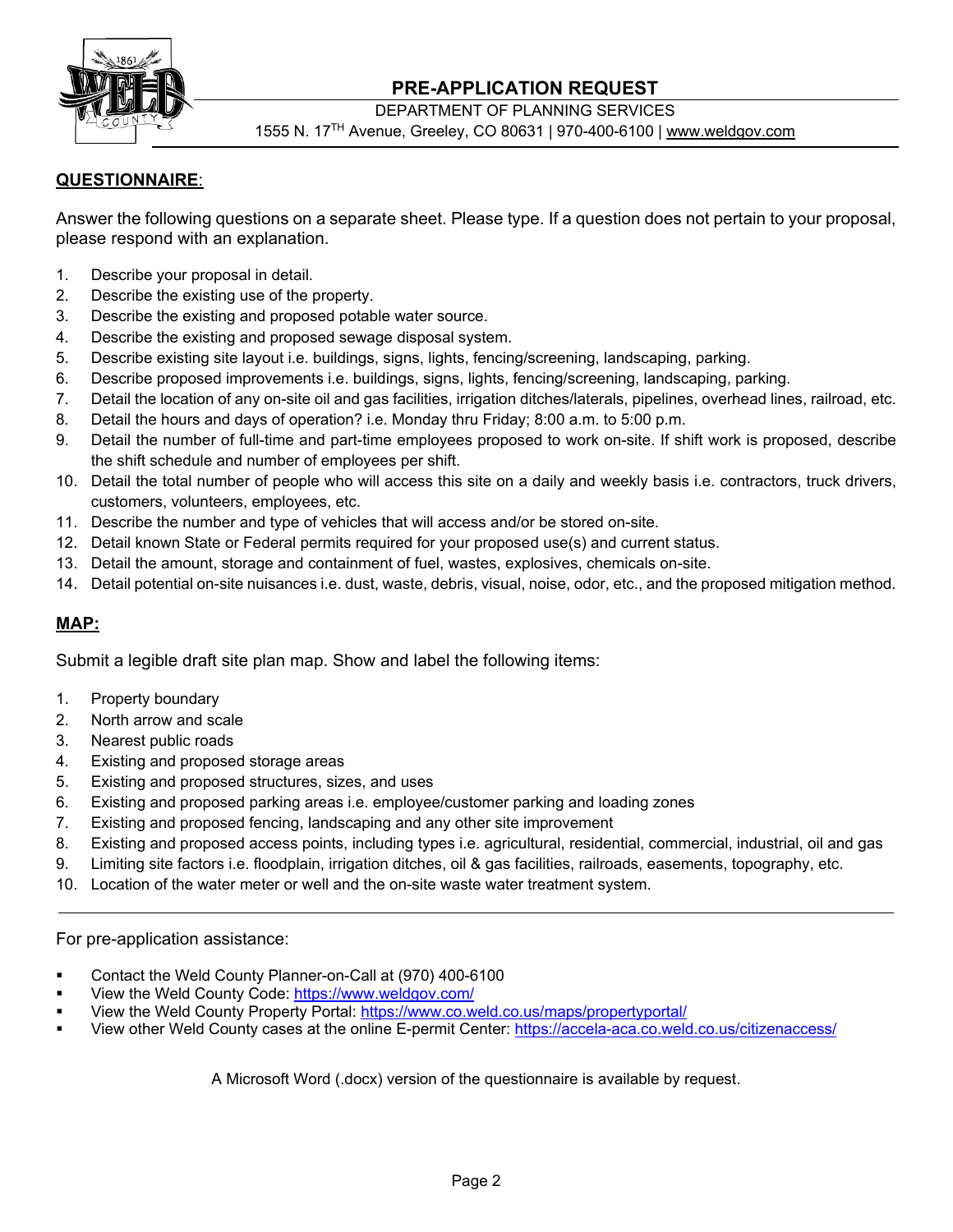# PRE-APPLICATION REQUEST

DEPARTMENT OF PLANNING SERVICES

1555 N. 17TH Avenue, Greeley, CO 80631 | 970-400-6100 | www.weldgov.com

## QUESTIONNAIRE:

Answer the following questions on a separate sheet. Please type. If a question does not pertain to your proposal, please respond with an explanation.

1. Describe your proposal in detail.
2. Describe the existing use of the property.
3. Describe the existing and proposed potable water source.
4. Describe the existing and proposed sewage disposal system.
5. Describe existing site layout i.e. buildings, signs, lights, fencing/screening, landscaping, parking.
6. Describe proposed improvements i.e. buildings, signs, lights, fencing/screening, landscaping, parking.
7. Detail the location of any on-site oil and gas facilities, irrigation ditches/laterals, pipelines, overhead lines, railroad, etc.
8. Detail the hours and days of operation? i.e. Monday thru Friday; 8:00 a.m. to 5:00 p.m.
9. Detail the number of full-time and part-time employees proposed to work on-site. If shift work is proposed, describe the shift schedule and number of employees per shift.
10. Detail the total number of people who will access this site on a daily and weekly basis i.e. contractors, truck drivers, customers, volunteers, employees, etc.
11. Describe the number and type of vehicles that will access and/or be stored on-site.
12. Detail known State or Federal permits required for your proposed use(s) and current status.
13. Detail the amount, storage and containment of fuel, wastes, explosives, chemicals on-site.
14. Detail potential on-site nuisances i.e. dust, waste, debris, visual, noise, odor, etc., and the proposed mitigation method.

## MAP:

Submit a legible draft site plan map. Show and label the following items:

1. Property boundary
2. North arrow and scale
3. Nearest public roads
4. Existing and proposed storage areas
5. Existing and proposed structures, sizes, and uses
6. Existing and proposed parking areas i.e. employee/customer parking and loading zones
7. Existing and proposed fencing, landscaping and any other site improvement
8. Existing and proposed access points, including types i.e. agricultural, residential, commercial, industrial, oil and gas
9. Limiting site factors i.e. floodplain, irrigation ditches, oil & gas facilities, railroads, easements, topography, etc.
10. Location of the water meter or well and the on-site waste water treatment system.

---

For pre-application assistance:

- Contact the Weld County Planner-on-Call at (970) 400-6100
- View the Weld County Code: https://www.weldgov.com/
- View the Weld County Property Portal: https://www.co.weld.co.us/maps/propertyportal/
- View other Weld County cases at the online E-permit Center: https://accela-aca.co.weld.co.us/citizenaccess/

A Microsoft Word (.docx) version of the questionnaire is available by request.